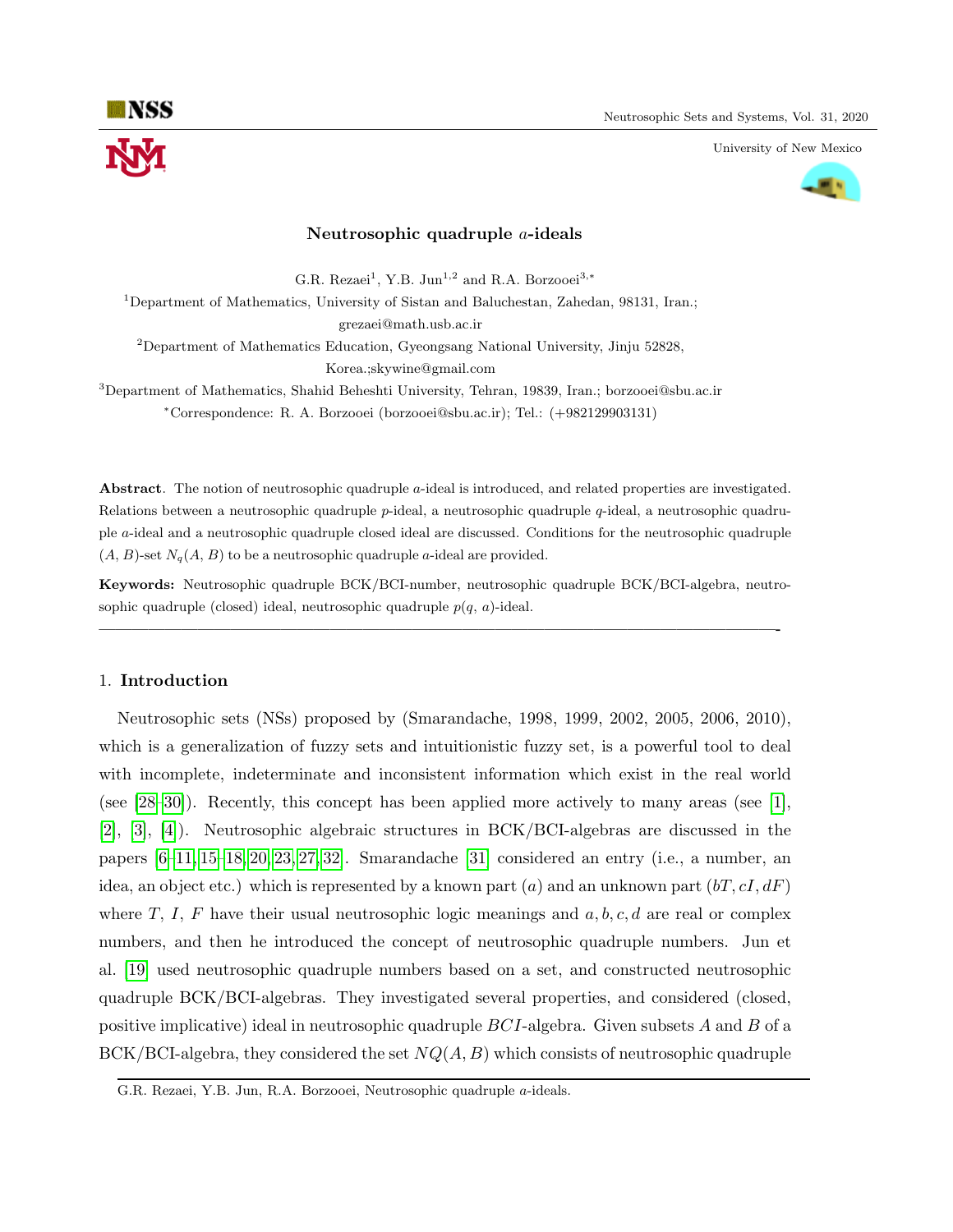# Neutrosophic quadruple $a$-ideals

G.R. Rezaei[1], Y.B. Jun[1,2] and R.A. Borzooei[3,*]

[1]Department of Mathematics, University of Sistan and Baluchestan, Zahedan, 98131, Iran.; grezaei@math.usb.ac.ir

[2]Department of Mathematics Education, Gyeongsang National University, Jinju 52828, Korea.;skywine@gmail.com

[3]Department of Mathematics, Shahid Beheshti University, Tehran, 19839, Iran.; borzooei@sbu.ac.ir

*Correspondence: R. A. Borzooei (borzooei@sbu.ac.ir); Tel.: (+982129903131)

**Abstract**. The notion of neutrosophic quadruple $a$-ideal is introduced, and related properties are investigated. Relations between a neutrosophic quadruple $p$-ideal, a neutrosophic quadruple $q$-ideal, a neutrosophic quadruple $a$-ideal and a neutrosophic quadruple closed ideal are discussed. Conditions for the neutrosophic quadruple $(A, B)$-set $N_q(A, B)$ to be a neutrosophic quadruple $a$-ideal are provided.

**Keywords:** Neutrosophic quadruple BCK/BCI-number, neutrosophic quadruple BCK/BCI-algebra, neutrosophic quadruple (closed) ideal, neutrosophic quadruple $p(q, a)$-ideal.

---

## 1. Introduction

Neutrosophic sets (NSs) proposed by (Smarandache, 1998, 1999, 2002, 2005, 2006, 2010), which is a generalization of fuzzy sets and intuitionistic fuzzy set, is a powerful tool to deal with incomplete, indeterminate and inconsistent information which exist in the real world (see [28–30]). Recently, this concept has been applied more actively to many areas (see [1], [2], [3], [4]). Neutrosophic algebraic structures in BCK/BCI-algebras are discussed in the papers [6–11, 15–18, 20, 23, 27, 32]. Smarandache [31] considered an entry (i.e., a number, an idea, an object etc.) which is represented by a known part ($a$) and an unknown part ($bT, cI, dF$) where $T$, $I$, $F$ have their usual neutrosophic logic meanings and $a, b, c, d$ are real or complex numbers, and then he introduced the concept of neutrosophic quadruple numbers. Jun et al. [19] used neutrosophic quadruple numbers based on a set, and constructed neutrosophic quadruple BCK/BCI-algebras. They investigated several properties, and considered (closed, positive implicative) ideal in neutrosophic quadruple $BCI$-algebra. Given subsets $A$ and $B$ of a BCK/BCI-algebra, they considered the set $NQ(A, B)$ which consists of neutrosophic quadruple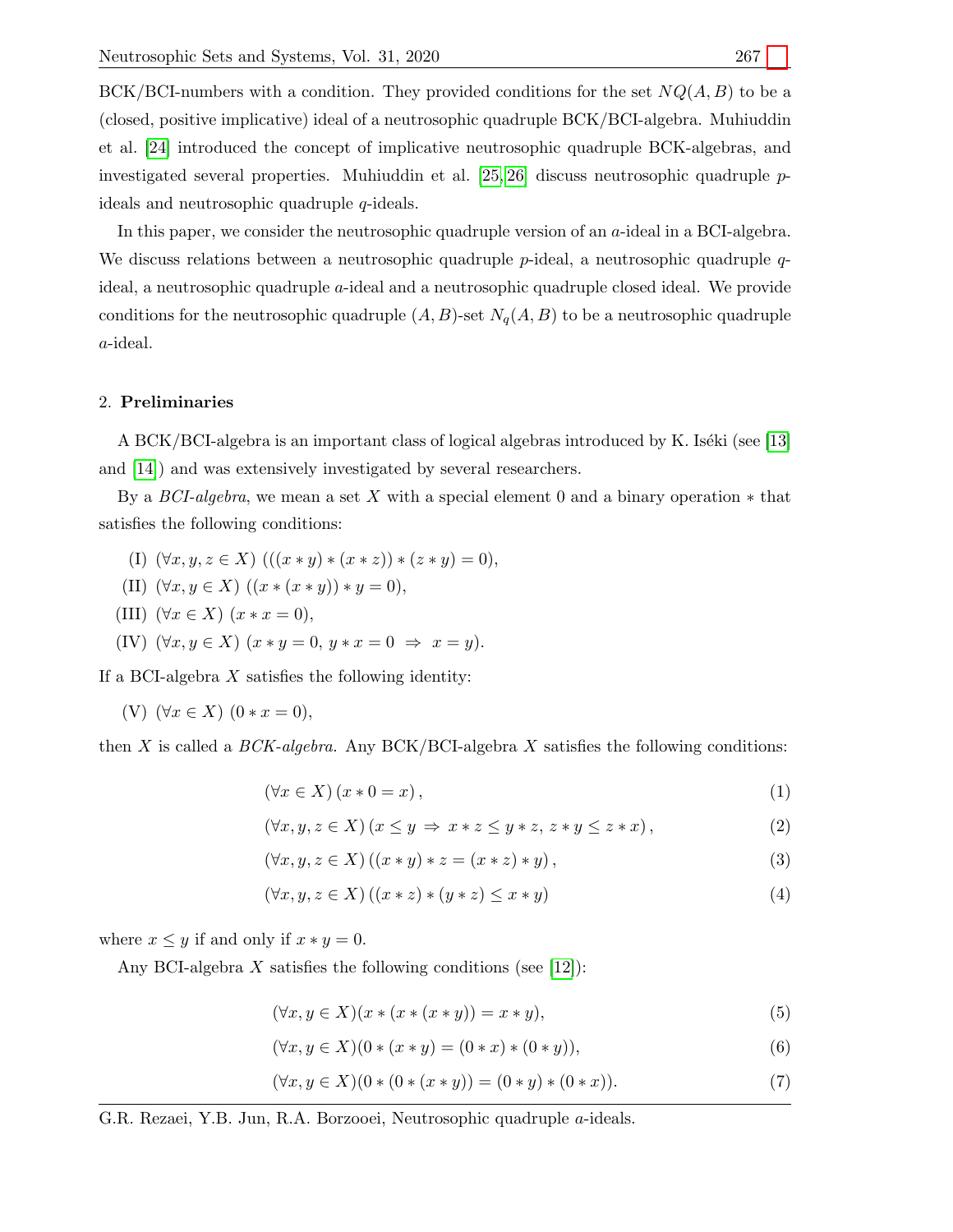BCK/BCI-numbers with a condition. They provided conditions for the set $NQ(A, B)$ to be a (closed, positive implicative) ideal of a neutrosophic quadruple BCK/BCI-algebra. Muhiuddin et al. [24] introduced the concept of implicative neutrosophic quadruple BCK-algebras, and investigated several properties. Muhiuddin et al. [25, 26] discuss neutrosophic quadruple $p$-ideals and neutrosophic quadruple $q$-ideals.

In this paper, we consider the neutrosophic quadruple version of an $a$-ideal in a BCI-algebra. We discuss relations between a neutrosophic quadruple $p$-ideal, a neutrosophic quadruple $q$-ideal, a neutrosophic quadruple $a$-ideal and a neutrosophic quadruple closed ideal. We provide conditions for the neutrosophic quadruple $(A, B)$-set $N_q(A, B)$ to be a neutrosophic quadruple $a$-ideal.

## 2. Preliminaries

A BCK/BCI-algebra is an important class of logical algebras introduced by K. Iséki (see [13] and [14]) and was extensively investigated by several researchers.

By a *BCI-algebra*, we mean a set $X$ with a special element 0 and a binary operation $*$ that satisfies the following conditions:

(I) $(\forall x, y, z \in X)\ (((x * y) * (x * z)) * (z * y) = 0)$,

(II) $(\forall x, y \in X)\ ((x * (x * y)) * y = 0)$,

(III) $(\forall x \in X)\ (x * x = 0)$,

(IV) $(\forall x, y \in X)\ (x * y = 0,\ y * x = 0 \ \Rightarrow\ x = y)$.

If a BCI-algebra $X$ satisfies the following identity:

(V) $(\forall x \in X)\ (0 * x = 0)$,

then $X$ is called a *BCK-algebra.* Any BCK/BCI-algebra $X$ satisfies the following conditions:

$$(\forall x \in X)\,(x * 0 = x)\,, \tag{1}$$

$$(\forall x, y, z \in X)\,(x \leq y \ \Rightarrow\ x * z \leq y * z,\ z * y \leq z * x)\,, \tag{2}$$

$$(\forall x, y, z \in X)\,((x * y) * z = (x * z) * y)\,, \tag{3}$$

$$(\forall x, y, z \in X)\,((x * z) * (y * z) \leq x * y) \tag{4}$$

where $x \leq y$ if and only if $x * y = 0$.

Any BCI-algebra $X$ satisfies the following conditions (see [12]):

$$(\forall x, y \in X)(x * (x * (x * y)) = x * y), \tag{5}$$

$$(\forall x, y \in X)(0 * (x * y) = (0 * x) * (0 * y)), \tag{6}$$

$$(\forall x, y \in X)(0 * (0 * (x * y)) = (0 * y) * (0 * x)). \tag{7}$$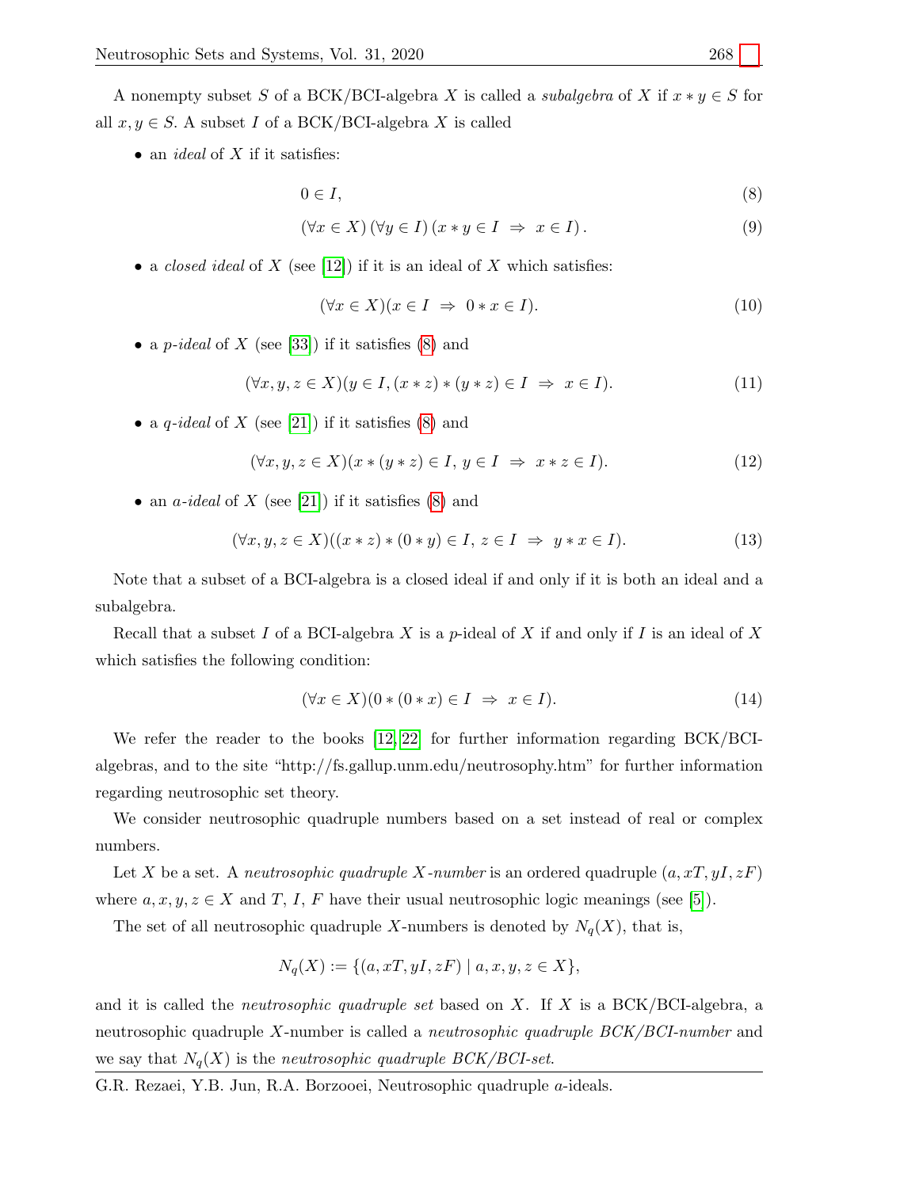A nonempty subset $S$ of a BCK/BCI-algebra $X$ is called a *subalgebra* of $X$ if $x * y \in S$ for all $x, y \in S$. A subset $I$ of a BCK/BCI-algebra $X$ is called

- an *ideal* of $X$ if it satisfies:

$$0 \in I, \tag{8}$$

$$(\forall x \in X)\,(\forall y \in I)\,(x * y \in I \;\Rightarrow\; x \in I)\,. \tag{9}$$

- a *closed ideal* of $X$ (see [12]) if it is an ideal of $X$ which satisfies:

$$(\forall x \in X)(x \in I \;\Rightarrow\; 0 * x \in I). \tag{10}$$

- a *p-ideal* of $X$ (see [33]) if it satisfies (8) and

$$(\forall x, y, z \in X)(y \in I, (x * z) * (y * z) \in I \;\Rightarrow\; x \in I). \tag{11}$$

- a *q-ideal* of $X$ (see [21]) if it satisfies (8) and

$$(\forall x, y, z \in X)(x * (y * z) \in I,\, y \in I \;\Rightarrow\; x * z \in I). \tag{12}$$

- an *a-ideal* of $X$ (see [21]) if it satisfies (8) and

$$(\forall x, y, z \in X)((x * z) * (0 * y) \in I,\, z \in I \;\Rightarrow\; y * x \in I). \tag{13}$$

Note that a subset of a BCI-algebra is a closed ideal if and only if it is both an ideal and a subalgebra.

Recall that a subset $I$ of a BCI-algebra $X$ is a $p$-ideal of $X$ if and only if $I$ is an ideal of $X$ which satisfies the following condition:

$$(\forall x \in X)(0 * (0 * x) \in I \;\Rightarrow\; x \in I). \tag{14}$$

We refer the reader to the books [12, 22] for further information regarding BCK/BCI-algebras, and to the site "http://fs.gallup.unm.edu/neutrosophy.htm" for further information regarding neutrosophic set theory.

We consider neutrosophic quadruple numbers based on a set instead of real or complex numbers.

Let $X$ be a set. A *neutrosophic quadruple $X$-number* is an ordered quadruple $(a, xT, yI, zF)$ where $a, x, y, z \in X$ and $T$, $I$, $F$ have their usual neutrosophic logic meanings (see [5]).

The set of all neutrosophic quadruple $X$-numbers is denoted by $N_q(X)$, that is,

$$N_q(X) := \{(a, xT, yI, zF) \mid a, x, y, z \in X\},$$

and it is called the *neutrosophic quadruple set* based on $X$. If $X$ is a BCK/BCI-algebra, a neutrosophic quadruple $X$-number is called a *neutrosophic quadruple BCK/BCI-number* and we say that $N_q(X)$ is the *neutrosophic quadruple BCK/BCI-set*.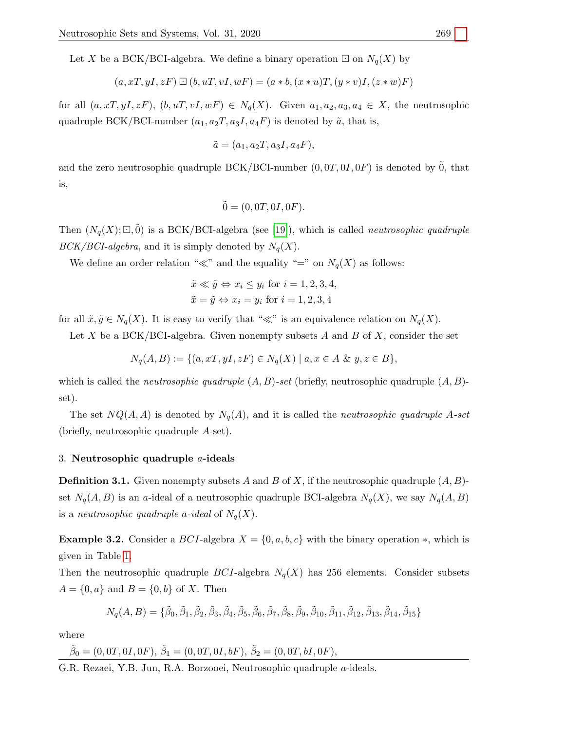Let $X$ be a BCK/BCI-algebra. We define a binary operation $\boxdot$ on $N_q(X)$ by

$$(a, xT, yI, zF) \boxdot (b, uT, vI, wF) = (a * b, (x * u)T, (y * v)I, (z * w)F)$$

for all $(a, xT, yI, zF)$, $(b, uT, vI, wF) \in N_q(X)$. Given $a_1, a_2, a_3, a_4 \in X$, the neutrosophic quadruple BCK/BCI-number $(a_1, a_2T, a_3I, a_4F)$ is denoted by $\tilde{a}$, that is,

$$\tilde{a} = (a_1, a_2T, a_3I, a_4F),$$

and the zero neutrosophic quadruple BCK/BCI-number $(0, 0T, 0I, 0F)$ is denoted by $\tilde{0}$, that is,

$$\tilde{0} = (0, 0T, 0I, 0F).$$

Then $(N_q(X); \boxdot, \tilde{0})$ is a BCK/BCI-algebra (see [19]), which is called *neutrosophic quadruple BCK/BCI-algebra*, and it is simply denoted by $N_q(X)$.

We define an order relation "$\ll$" and the equality "$=$" on $N_q(X)$ as follows:

$$\tilde{x} \ll \tilde{y} \Leftrightarrow x_i \leq y_i \text{ for } i = 1, 2, 3, 4,$$
$$\tilde{x} = \tilde{y} \Leftrightarrow x_i = y_i \text{ for } i = 1, 2, 3, 4$$

for all $\tilde{x}, \tilde{y} \in N_q(X)$. It is easy to verify that "$\ll$" is an equivalence relation on $N_q(X)$.

Let $X$ be a BCK/BCI-algebra. Given nonempty subsets $A$ and $B$ of $X$, consider the set

$$N_q(A, B) := \{(a, xT, yI, zF) \in N_q(X) \mid a, x \in A \ \& \ y, z \in B\},$$

which is called the *neutrosophic quadruple* $(A, B)$*-set* (briefly, neutrosophic quadruple $(A, B)$-set).

The set $NQ(A, A)$ is denoted by $N_q(A)$, and it is called the *neutrosophic quadruple* $A$*-set* (briefly, neutrosophic quadruple $A$-set).

## 3. **Neutrosophic quadruple $a$-ideals**

**Definition 3.1.** Given nonempty subsets $A$ and $B$ of $X$, if the neutrosophic quadruple $(A, B)$-set $N_q(A, B)$ is an $a$-ideal of a neutrosophic quadruple BCI-algebra $N_q(X)$, we say $N_q(A, B)$ is a *neutrosophic quadruple* $a$*-ideal* of $N_q(X)$.

**Example 3.2.** Consider a $BCI$-algebra $X = \{0, a, b, c\}$ with the binary operation $*$, which is given in Table 1.
Then the neutrosophic quadruple $BCI$-algebra $N_q(X)$ has 256 elements. Consider subsets $A = \{0, a\}$ and $B = \{0, b\}$ of $X$. Then

$$N_q(A, B) = \{\tilde{\beta}_0, \tilde{\beta}_1, \tilde{\beta}_2, \tilde{\beta}_3, \tilde{\beta}_4, \tilde{\beta}_5, \tilde{\beta}_6, \tilde{\beta}_7, \tilde{\beta}_8, \tilde{\beta}_9, \tilde{\beta}_{10}, \tilde{\beta}_{11}, \tilde{\beta}_{12}, \tilde{\beta}_{13}, \tilde{\beta}_{14}, \tilde{\beta}_{15}\}$$

where

$\tilde{\beta}_0 = (0, 0T, 0I, 0F)$, $\tilde{\beta}_1 = (0, 0T, 0I, bF)$, $\tilde{\beta}_2 = (0, 0T, bI, 0F)$,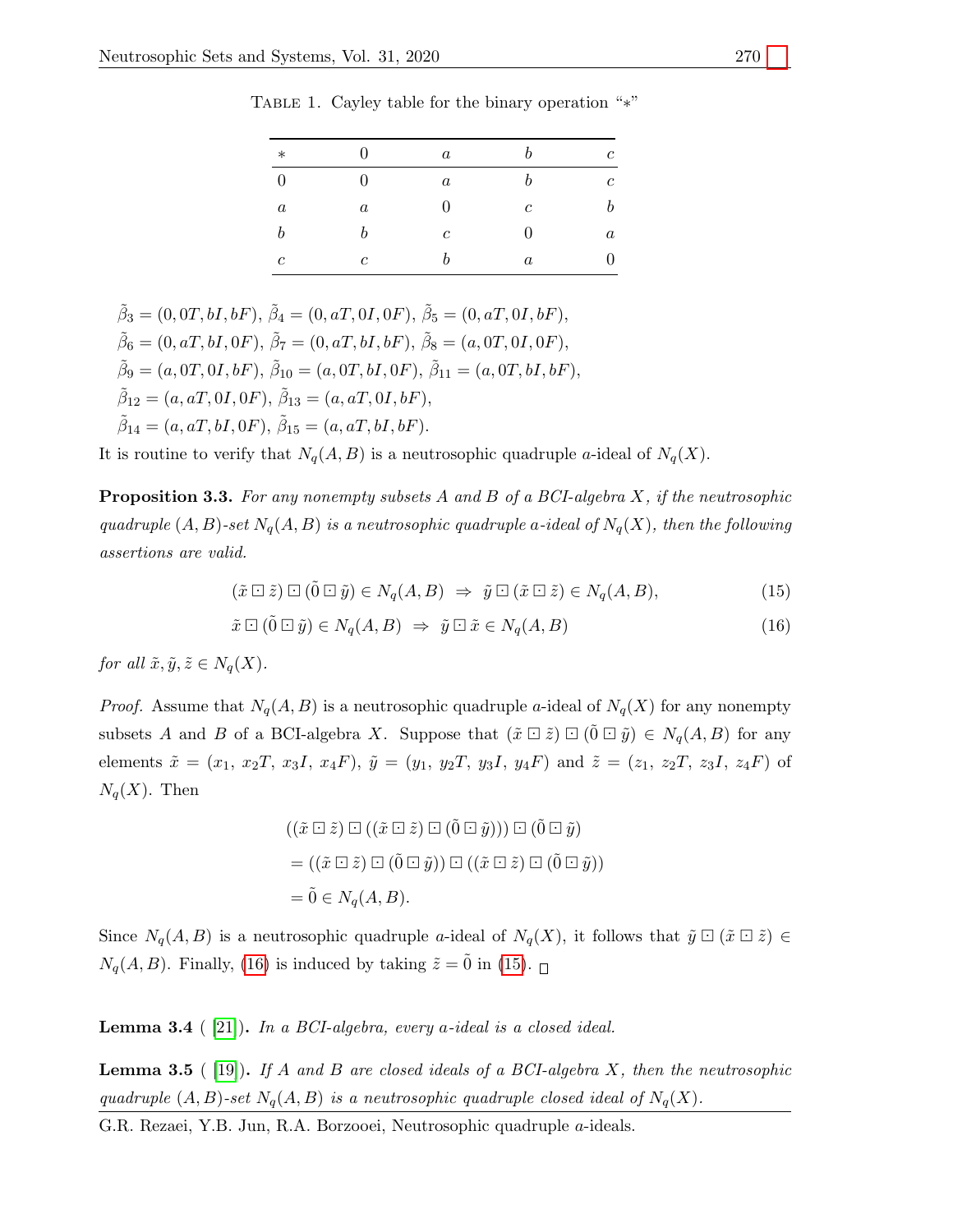Table 1. Cayley table for the binary operation "$*$"

| $*$ | $0$ | $a$ | $b$ | $c$ |
|---|---|---|---|---|
| $0$ | $0$ | $a$ | $b$ | $c$ |
| $a$ | $a$ | $0$ | $c$ | $b$ |
| $b$ | $b$ | $c$ | $0$ | $a$ |
| $c$ | $c$ | $b$ | $a$ | $0$ |

$\tilde{\beta}_3 = (0, 0T, bI, bF)$, $\tilde{\beta}_4 = (0, aT, 0I, 0F)$, $\tilde{\beta}_5 = (0, aT, 0I, bF)$,
$\tilde{\beta}_6 = (0, aT, bI, 0F)$, $\tilde{\beta}_7 = (0, aT, bI, bF)$, $\tilde{\beta}_8 = (a, 0T, 0I, 0F)$,
$\tilde{\beta}_9 = (a, 0T, 0I, bF)$, $\tilde{\beta}_{10} = (a, 0T, bI, 0F)$, $\tilde{\beta}_{11} = (a, 0T, bI, bF)$,
$\tilde{\beta}_{12} = (a, aT, 0I, 0F)$, $\tilde{\beta}_{13} = (a, aT, 0I, bF)$,
$\tilde{\beta}_{14} = (a, aT, bI, 0F)$, $\tilde{\beta}_{15} = (a, aT, bI, bF)$.

It is routine to verify that $N_q(A, B)$ is a neutrosophic quadruple $a$-ideal of $N_q(X)$.

**Proposition 3.3.** *For any nonempty subsets $A$ and $B$ of a BCI-algebra $X$, if the neutrosophic quadruple $(A, B)$-set $N_q(A, B)$ is a neutrosophic quadruple $a$-ideal of $N_q(X)$, then the following assertions are valid.*

$$(\tilde{x} \boxdot \tilde{z}) \boxdot (\tilde{0} \boxdot \tilde{y}) \in N_q(A, B) \ \Rightarrow\ \tilde{y} \boxdot (\tilde{x} \boxdot \tilde{z}) \in N_q(A, B), \tag{15}$$

$$\tilde{x} \boxdot (\tilde{0} \boxdot \tilde{y}) \in N_q(A, B) \ \Rightarrow\ \tilde{y} \boxdot \tilde{x} \in N_q(A, B) \tag{16}$$

*for all $\tilde{x}, \tilde{y}, \tilde{z} \in N_q(X)$.*

*Proof.* Assume that $N_q(A, B)$ is a neutrosophic quadruple $a$-ideal of $N_q(X)$ for any nonempty subsets $A$ and $B$ of a BCI-algebra $X$. Suppose that $(\tilde{x} \boxdot \tilde{z}) \boxdot (\tilde{0} \boxdot \tilde{y}) \in N_q(A, B)$ for any elements $\tilde{x} = (x_1, x_2T, x_3I, x_4F)$, $\tilde{y} = (y_1, y_2T, y_3I, y_4F)$ and $\tilde{z} = (z_1, z_2T, z_3I, z_4F)$ of $N_q(X)$. Then

$$\begin{aligned}
&((\tilde{x} \boxdot \tilde{z}) \boxdot ((\tilde{x} \boxdot \tilde{z}) \boxdot (\tilde{0} \boxdot \tilde{y}))) \boxdot (\tilde{0} \boxdot \tilde{y}) \\
&= ((\tilde{x} \boxdot \tilde{z}) \boxdot (\tilde{0} \boxdot \tilde{y})) \boxdot ((\tilde{x} \boxdot \tilde{z}) \boxdot (\tilde{0} \boxdot \tilde{y})) \\
&= \tilde{0} \in N_q(A, B).
\end{aligned}$$

Since $N_q(A, B)$ is a neutrosophic quadruple $a$-ideal of $N_q(X)$, it follows that $\tilde{y} \boxdot (\tilde{x} \boxdot \tilde{z}) \in N_q(A, B)$. Finally, (16) is induced by taking $\tilde{z} = \tilde{0}$ in (15). □

**Lemma 3.4** ( [21]). *In a BCI-algebra, every $a$-ideal is a closed ideal.*

**Lemma 3.5** ( [19]). *If $A$ and $B$ are closed ideals of a BCI-algebra $X$, then the neutrosophic quadruple $(A, B)$-set $N_q(A, B)$ is a neutrosophic quadruple closed ideal of $N_q(X)$.*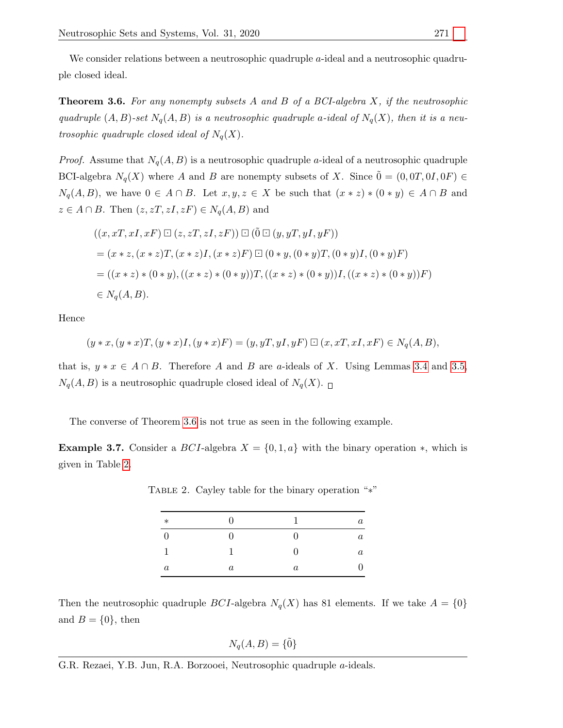We consider relations between a neutrosophic quadruple $a$-ideal and a neutrosophic quadruple closed ideal.

**Theorem 3.6.** *For any nonempty subsets $A$ and $B$ of a BCI-algebra $X$, if the neutrosophic quadruple $(A, B)$-set $N_q(A, B)$ is a neutrosophic quadruple $a$-ideal of $N_q(X)$, then it is a neutrosophic quadruple closed ideal of $N_q(X)$.*

*Proof.* Assume that $N_q(A, B)$ is a neutrosophic quadruple $a$-ideal of a neutrosophic quadruple BCI-algebra $N_q(X)$ where $A$ and $B$ are nonempty subsets of $X$. Since $\tilde{0} = (0, 0T, 0I, 0F) \in N_q(A, B)$, we have $0 \in A \cap B$. Let $x, y, z \in X$ be such that $(x * z) * (0 * y) \in A \cap B$ and $z \in A \cap B$. Then $(z, zT, zI, zF) \in N_q(A, B)$ and

$$
\begin{aligned}
&((x, xT, xI, xF) \boxdot (z, zT, zI, zF)) \boxdot (\tilde{0} \boxdot (y, yT, yI, yF)) \\
&= (x * z, (x * z)T, (x * z)I, (x * z)F) \boxdot (0 * y, (0 * y)T, (0 * y)I, (0 * y)F) \\
&= ((x * z) * (0 * y), ((x * z) * (0 * y))T, ((x * z) * (0 * y))I, ((x * z) * (0 * y))F) \\
&\in N_q(A, B).
\end{aligned}
$$

Hence

$$
(y * x, (y * x)T, (y * x)I, (y * x)F) = (y, yT, yI, yF) \boxdot (x, xT, xI, xF) \in N_q(A, B),
$$

that is, $y * x \in A \cap B$. Therefore $A$ and $B$ are $a$-ideals of $X$. Using Lemmas 3.4 and 3.5, $N_q(A, B)$ is a neutrosophic quadruple closed ideal of $N_q(X)$. $\square$

The converse of Theorem 3.6 is not true as seen in the following example.

**Example 3.7.** Consider a $BCI$-algebra $X = \{0, 1, a\}$ with the binary operation $*$, which is given in Table 2.

TABLE 2. Cayley table for the binary operation "$*$"

| $*$ | $0$ | $1$ | $a$ |
|---|---|---|---|
| $0$ | $0$ | $0$ | $a$ |
| $1$ | $1$ | $0$ | $a$ |
| $a$ | $a$ | $a$ | $0$ |

Then the neutrosophic quadruple $BCI$-algebra $N_q(X)$ has 81 elements. If we take $A = \{0\}$ and $B = \{0\}$, then

$$
N_q(A, B) = \{\tilde{0}\}
$$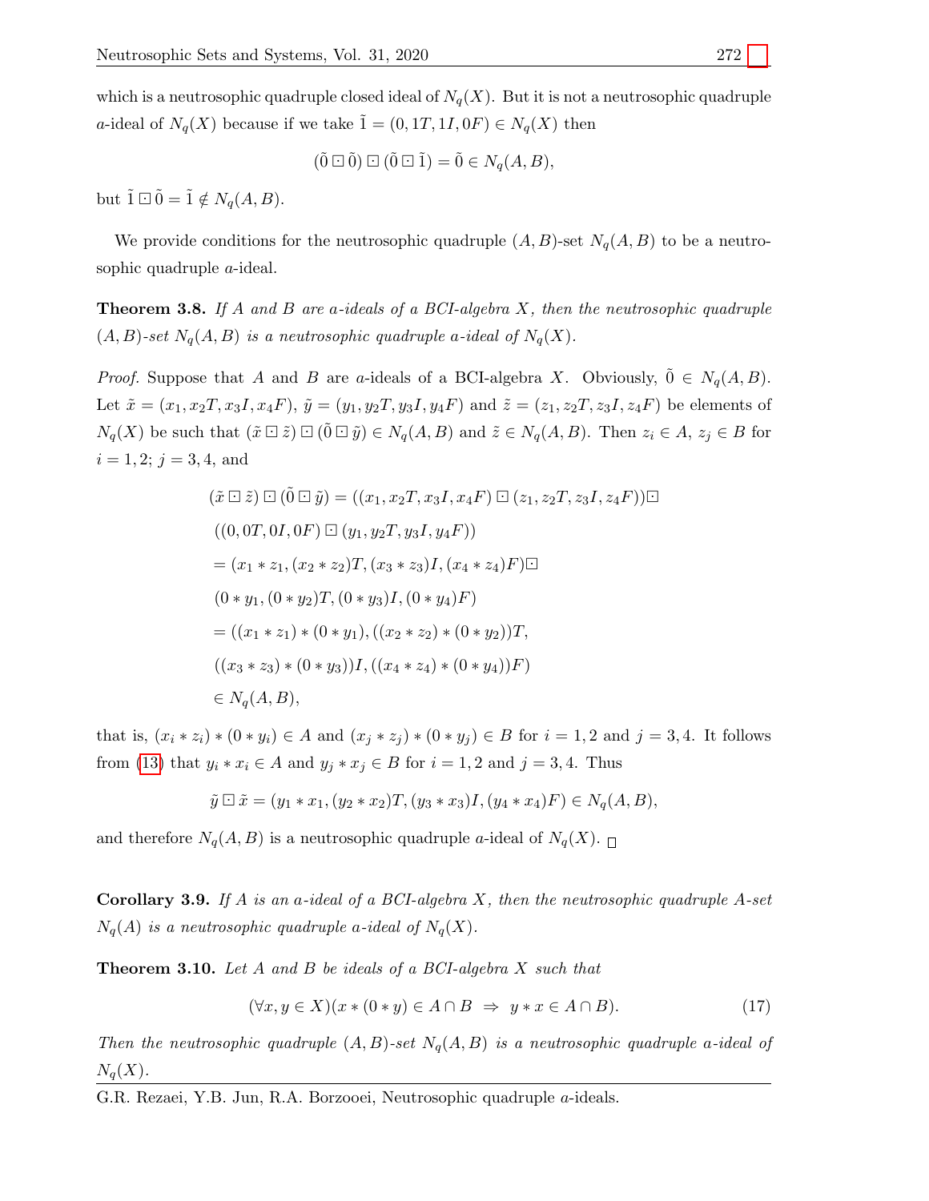which is a neutrosophic quadruple closed ideal of $N_q(X)$. But it is not a neutrosophic quadruple $a$-ideal of $N_q(X)$ because if we take $\tilde{1} = (0, 1T, 1I, 0F) \in N_q(X)$ then

$$(\tilde{0} \boxdot \tilde{0}) \boxdot (\tilde{0} \boxdot \tilde{1}) = \tilde{0} \in N_q(A, B),$$

but $\tilde{1} \boxdot \tilde{0} = \tilde{1} \notin N_q(A, B)$.

We provide conditions for the neutrosophic quadruple $(A, B)$-set $N_q(A, B)$ to be a neutrosophic quadruple $a$-ideal.

**Theorem 3.8.** *If $A$ and $B$ are $a$-ideals of a BCI-algebra $X$, then the neutrosophic quadruple $(A, B)$-set $N_q(A, B)$ is a neutrosophic quadruple $a$-ideal of $N_q(X)$.*

*Proof.* Suppose that $A$ and $B$ are $a$-ideals of a BCI-algebra $X$. Obviously, $\tilde{0} \in N_q(A, B)$. Let $\tilde{x} = (x_1, x_2T, x_3I, x_4F)$, $\tilde{y} = (y_1, y_2T, y_3I, y_4F)$ and $\tilde{z} = (z_1, z_2T, z_3I, z_4F)$ be elements of $N_q(X)$ be such that $(\tilde{x} \boxdot \tilde{z}) \boxdot (\tilde{0} \boxdot \tilde{y}) \in N_q(A, B)$ and $\tilde{z} \in N_q(A, B)$. Then $z_i \in A$, $z_j \in B$ for $i = 1, 2$; $j = 3, 4$, and

$$
\begin{aligned}
(\tilde{x} \boxdot \tilde{z}) \boxdot (\tilde{0} \boxdot \tilde{y}) &= ((x_1, x_2T, x_3I, x_4F) \boxdot (z_1, z_2T, z_3I, z_4F)) \boxdot \\
&\quad ((0, 0T, 0I, 0F) \boxdot (y_1, y_2T, y_3I, y_4F)) \\
&= (x_1 * z_1, (x_2 * z_2)T, (x_3 * z_3)I, (x_4 * z_4)F) \boxdot \\
&\quad (0 * y_1, (0 * y_2)T, (0 * y_3)I, (0 * y_4)F) \\
&= ((x_1 * z_1) * (0 * y_1), ((x_2 * z_2) * (0 * y_2))T, \\
&\quad ((x_3 * z_3) * (0 * y_3))I, ((x_4 * z_4) * (0 * y_4))F) \\
&\in N_q(A, B),
\end{aligned}
$$

that is, $(x_i * z_i) * (0 * y_i) \in A$ and $(x_j * z_j) * (0 * y_j) \in B$ for $i = 1, 2$ and $j = 3, 4$. It follows from (13) that $y_i * x_i \in A$ and $y_j * x_j \in B$ for $i = 1, 2$ and $j = 3, 4$. Thus

$$\tilde{y} \boxdot \tilde{x} = (y_1 * x_1, (y_2 * x_2)T, (y_3 * x_3)I, (y_4 * x_4)F) \in N_q(A, B),$$

and therefore $N_q(A, B)$ is a neutrosophic quadruple $a$-ideal of $N_q(X)$. □

**Corollary 3.9.** *If $A$ is an $a$-ideal of a BCI-algebra $X$, then the neutrosophic quadruple $A$-set $N_q(A)$ is a neutrosophic quadruple $a$-ideal of $N_q(X)$.*

**Theorem 3.10.** *Let $A$ and $B$ be ideals of a BCI-algebra $X$ such that*

$$(\forall x, y \in X)(x * (0 * y) \in A \cap B \;\Rightarrow\; y * x \in A \cap B). \tag{17}$$

*Then the neutrosophic quadruple $(A, B)$-set $N_q(A, B)$ is a neutrosophic quadruple $a$-ideal of $N_q(X)$.*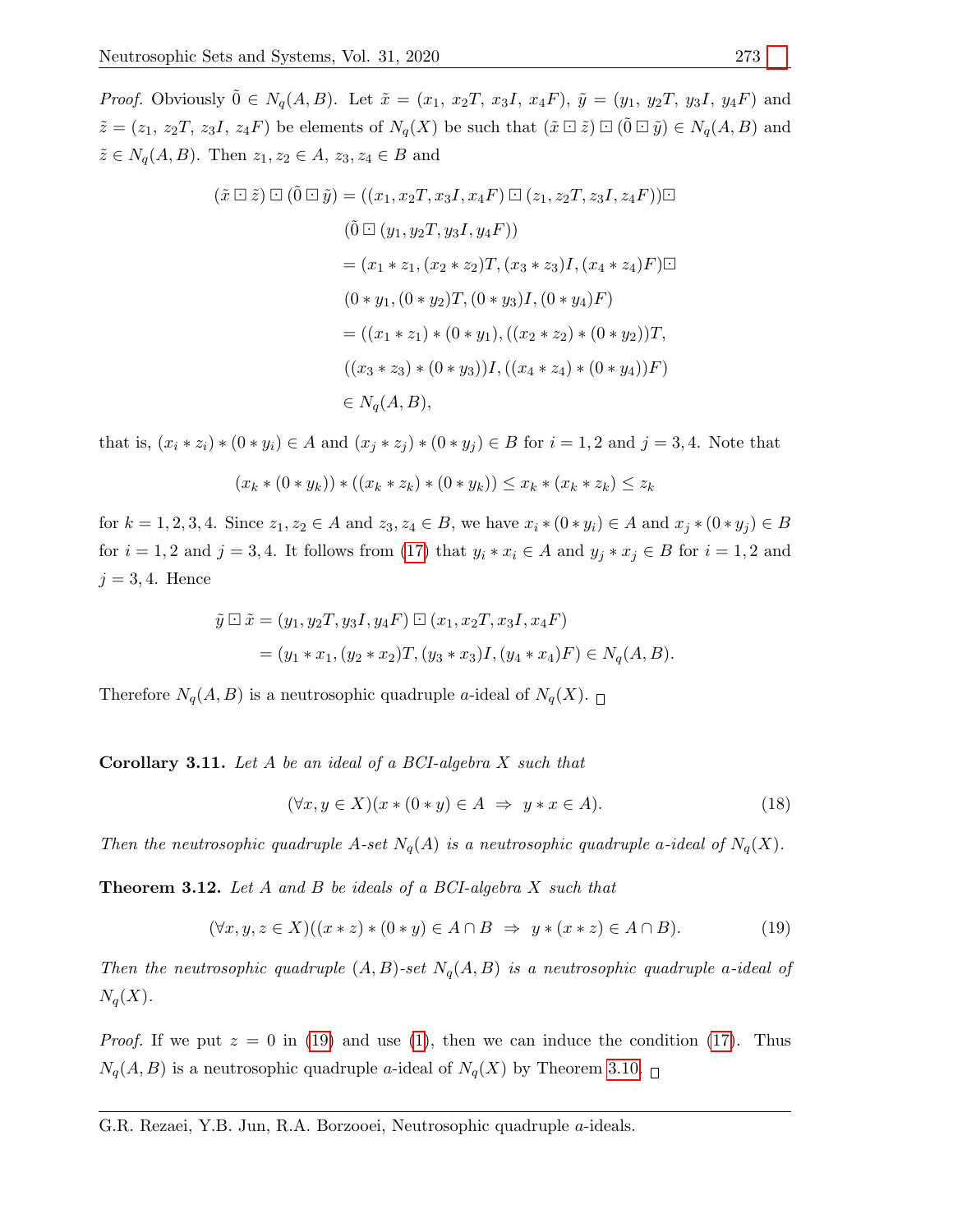*Proof.* Obviously $\tilde{0} \in N_q(A,B)$. Let $\tilde{x} = (x_1,\, x_2T,\, x_3I,\, x_4F)$, $\tilde{y} = (y_1,\, y_2T,\, y_3I,\, y_4F)$ and $\tilde{z} = (z_1,\, z_2T,\, z_3I,\, z_4F)$ be elements of $N_q(X)$ be such that $(\tilde{x} \boxdot \tilde{z}) \boxdot (\tilde{0} \boxdot \tilde{y}) \in N_q(A,B)$ and $\tilde{z} \in N_q(A,B)$. Then $z_1, z_2 \in A$, $z_3, z_4 \in B$ and

$$
\begin{aligned}
(\tilde{x} \boxdot \tilde{z}) \boxdot (\tilde{0} \boxdot \tilde{y}) &= ((x_1, x_2T, x_3I, x_4F) \boxdot (z_1, z_2T, z_3I, z_4F))\boxdot \\
&\quad (\tilde{0} \boxdot (y_1, y_2T, y_3I, y_4F)) \\
&= (x_1 * z_1, (x_2 * z_2)T, (x_3 * z_3)I, (x_4 * z_4)F)\boxdot \\
&\quad (0 * y_1, (0 * y_2)T, (0 * y_3)I, (0 * y_4)F) \\
&= ((x_1 * z_1) * (0 * y_1), ((x_2 * z_2) * (0 * y_2))T, \\
&\quad ((x_3 * z_3) * (0 * y_3))I, ((x_4 * z_4) * (0 * y_4))F) \\
&\in N_q(A,B),
\end{aligned}
$$

that is, $(x_i * z_i) * (0 * y_i) \in A$ and $(x_j * z_j) * (0 * y_j) \in B$ for $i = 1, 2$ and $j = 3, 4$. Note that

$$(x_k * (0 * y_k)) * ((x_k * z_k) * (0 * y_k)) \leq x_k * (x_k * z_k) \leq z_k$$

for $k = 1, 2, 3, 4$. Since $z_1, z_2 \in A$ and $z_3, z_4 \in B$, we have $x_i * (0 * y_i) \in A$ and $x_j * (0 * y_j) \in B$ for $i = 1, 2$ and $j = 3, 4$. It follows from (17) that $y_i * x_i \in A$ and $y_j * x_j \in B$ for $i = 1, 2$ and $j = 3, 4$. Hence

$$
\begin{aligned}
\tilde{y} \boxdot \tilde{x} &= (y_1, y_2T, y_3I, y_4F) \boxdot (x_1, x_2T, x_3I, x_4F) \\
&= (y_1 * x_1, (y_2 * x_2)T, (y_3 * x_3)I, (y_4 * x_4)F) \in N_q(A,B).
\end{aligned}
$$

Therefore $N_q(A,B)$ is a neutrosophic quadruple $a$-ideal of $N_q(X)$. □

**Corollary 3.11.** *Let $A$ be an ideal of a BCI-algebra $X$ such that*

$$(\forall x, y \in X)(x * (0 * y) \in A \;\Rightarrow\; y * x \in A). \tag{18}$$

*Then the neutrosophic quadruple $A$-set $N_q(A)$ is a neutrosophic quadruple $a$-ideal of $N_q(X)$.*

**Theorem 3.12.** *Let $A$ and $B$ be ideals of a BCI-algebra $X$ such that*

$$(\forall x, y, z \in X)((x * z) * (0 * y) \in A \cap B \;\Rightarrow\; y * (x * z) \in A \cap B). \tag{19}$$

*Then the neutrosophic quadruple $(A,B)$-set $N_q(A,B)$ is a neutrosophic quadruple $a$-ideal of $N_q(X)$.*

*Proof.* If we put $z = 0$ in (19) and use (1), then we can induce the condition (17). Thus $N_q(A,B)$ is a neutrosophic quadruple $a$-ideal of $N_q(X)$ by Theorem 3.10. □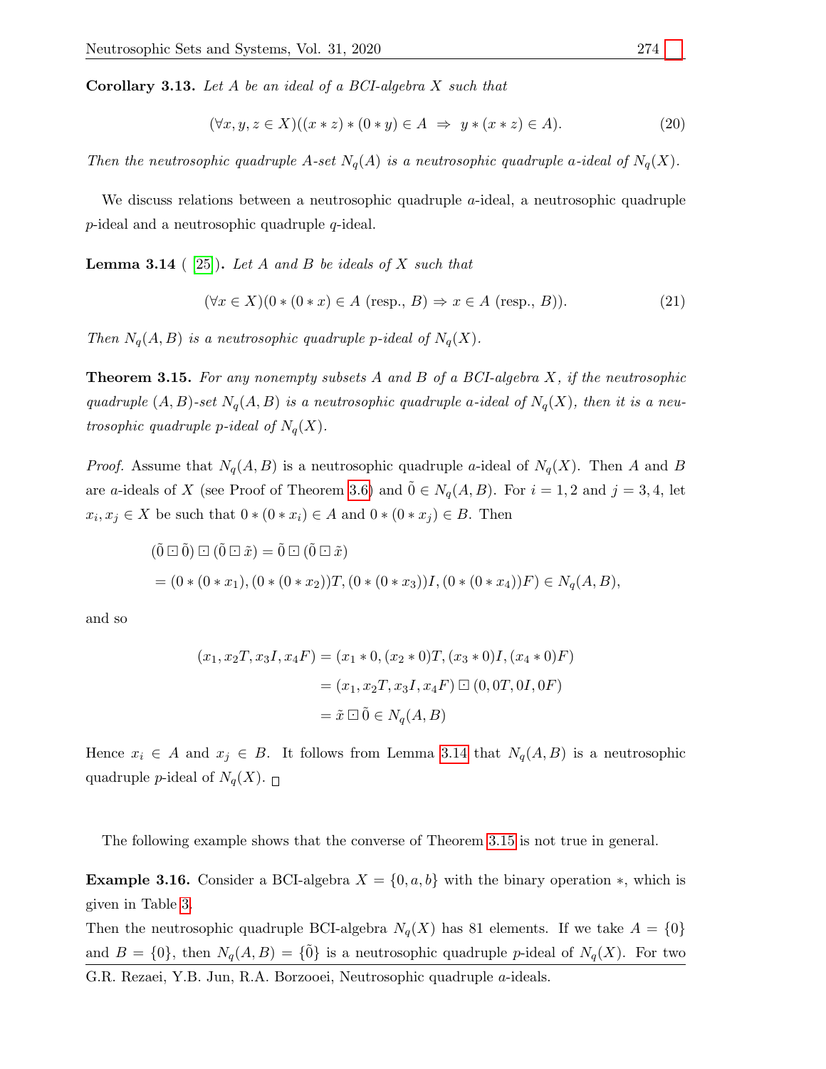**Corollary 3.13.** *Let $A$ be an ideal of a BCI-algebra $X$ such that*

$$(\forall x, y, z \in X)((x * z) * (0 * y) \in A \;\Rightarrow\; y * (x * z) \in A). \tag{20}$$

*Then the neutrosophic quadruple $A$-set $N_q(A)$ is a neutrosophic quadruple $a$-ideal of $N_q(X)$.*

We discuss relations between a neutrosophic quadruple $a$-ideal, a neutrosophic quadruple $p$-ideal and a neutrosophic quadruple $q$-ideal.

**Lemma 3.14** ( [25]). *Let $A$ and $B$ be ideals of $X$ such that*

$$(\forall x \in X)(0 * (0 * x) \in A \text{ (resp., } B) \Rightarrow x \in A \text{ (resp., } B)). \tag{21}$$

*Then $N_q(A, B)$ is a neutrosophic quadruple $p$-ideal of $N_q(X)$.*

**Theorem 3.15.** *For any nonempty subsets $A$ and $B$ of a BCI-algebra $X$, if the neutrosophic quadruple $(A, B)$-set $N_q(A, B)$ is a neutrosophic quadruple $a$-ideal of $N_q(X)$, then it is a neutrosophic quadruple $p$-ideal of $N_q(X)$.*

*Proof.* Assume that $N_q(A, B)$ is a neutrosophic quadruple $a$-ideal of $N_q(X)$. Then $A$ and $B$ are $a$-ideals of $X$ (see Proof of Theorem 3.6) and $\tilde{0} \in N_q(A, B)$. For $i = 1, 2$ and $j = 3, 4$, let $x_i, x_j \in X$ be such that $0 * (0 * x_i) \in A$ and $0 * (0 * x_j) \in B$. Then

$$\begin{aligned}
&(\tilde{0} \boxdot \tilde{0}) \boxdot (\tilde{0} \boxdot \tilde{x}) = \tilde{0} \boxdot (\tilde{0} \boxdot \tilde{x}) \\
&= (0 * (0 * x_1), (0 * (0 * x_2))T, (0 * (0 * x_3))I, (0 * (0 * x_4))F) \in N_q(A, B),
\end{aligned}$$

and so

$$\begin{aligned}
(x_1, x_2T, x_3I, x_4F) &= (x_1 * 0, (x_2 * 0)T, (x_3 * 0)I, (x_4 * 0)F) \\
&= (x_1, x_2T, x_3I, x_4F) \boxdot (0, 0T, 0I, 0F) \\
&= \tilde{x} \boxdot \tilde{0} \in N_q(A, B)
\end{aligned}$$

Hence $x_i \in A$ and $x_j \in B$. It follows from Lemma 3.14 that $N_q(A, B)$ is a neutrosophic quadruple $p$-ideal of $N_q(X)$. $\square$

The following example shows that the converse of Theorem 3.15 is not true in general.

**Example 3.16.** Consider a BCI-algebra $X = \{0, a, b\}$ with the binary operation $*$, which is given in Table 3.

Then the neutrosophic quadruple BCI-algebra $N_q(X)$ has 81 elements. If we take $A = \{0\}$ and $B = \{0\}$, then $N_q(A, B) = \{\tilde{0}\}$ is a neutrosophic quadruple $p$-ideal of $N_q(X)$. For two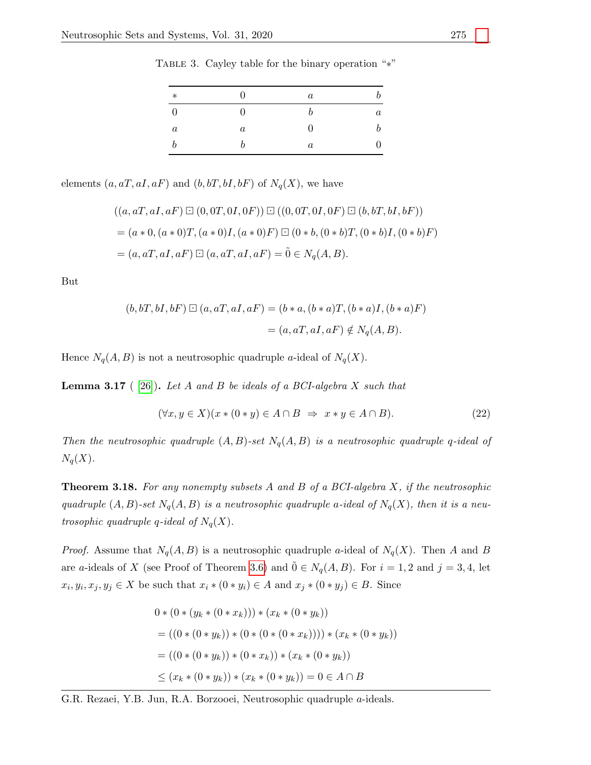TABLE 3. Cayley table for the binary operation "$*$"

| $*$ | $0$ | $a$ | $b$ |
|---|---|---|---|
| $0$ | $0$ | $b$ | $a$ |
| $a$ | $a$ | $0$ | $b$ |
| $b$ | $b$ | $a$ | $0$ |

elements $(a, aT, aI, aF)$ and $(b, bT, bI, bF)$ of $N_q(X)$, we have

$$
\begin{aligned}
&((a, aT, aI, aF) \boxdot (0, 0T, 0I, 0F)) \boxdot ((0, 0T, 0I, 0F) \boxdot (b, bT, bI, bF)) \\
&= (a * 0, (a * 0)T, (a * 0)I, (a * 0)F) \boxdot (0 * b, (0 * b)T, (0 * b)I, (0 * b)F) \\
&= (a, aT, aI, aF) \boxdot (a, aT, aI, aF) = \tilde{0} \in N_q(A, B).
\end{aligned}
$$

But

$$
\begin{aligned}
(b, bT, bI, bF) \boxdot (a, aT, aI, aF) &= (b * a, (b * a)T, (b * a)I, (b * a)F) \\
&= (a, aT, aI, aF) \notin N_q(A, B).
\end{aligned}
$$

Hence $N_q(A, B)$ is not a neutrosophic quadruple $a$-ideal of $N_q(X)$.

**Lemma 3.17** ( [26]). *Let $A$ and $B$ be ideals of a BCI-algebra $X$ such that*

$$
(\forall x, y \in X)(x * (0 * y) \in A \cap B \ \Rightarrow \ x * y \in A \cap B). \tag{22}
$$

*Then the neutrosophic quadruple $(A, B)$-set $N_q(A, B)$ is a neutrosophic quadruple $q$-ideal of $N_q(X)$.*

**Theorem 3.18.** *For any nonempty subsets $A$ and $B$ of a BCI-algebra $X$, if the neutrosophic quadruple $(A, B)$-set $N_q(A, B)$ is a neutrosophic quadruple $a$-ideal of $N_q(X)$, then it is a neutrosophic quadruple $q$-ideal of $N_q(X)$.*

*Proof.* Assume that $N_q(A, B)$ is a neutrosophic quadruple $a$-ideal of $N_q(X)$. Then $A$ and $B$ are $a$-ideals of $X$ (see Proof of Theorem 3.6) and $\tilde{0} \in N_q(A, B)$. For $i = 1, 2$ and $j = 3, 4$, let $x_i, y_i, x_j, y_j \in X$ be such that $x_i * (0 * y_i) \in A$ and $x_j * (0 * y_j) \in B$. Since

$$
\begin{aligned}
&0 * (0 * (y_k * (0 * x_k))) * (x_k * (0 * y_k)) \\
&= ((0 * (0 * y_k)) * (0 * (0 * (0 * x_k)))) * (x_k * (0 * y_k)) \\
&= ((0 * (0 * y_k)) * (0 * x_k)) * (x_k * (0 * y_k)) \\
&\leq (x_k * (0 * y_k)) * (x_k * (0 * y_k)) = 0 \in A \cap B
\end{aligned}
$$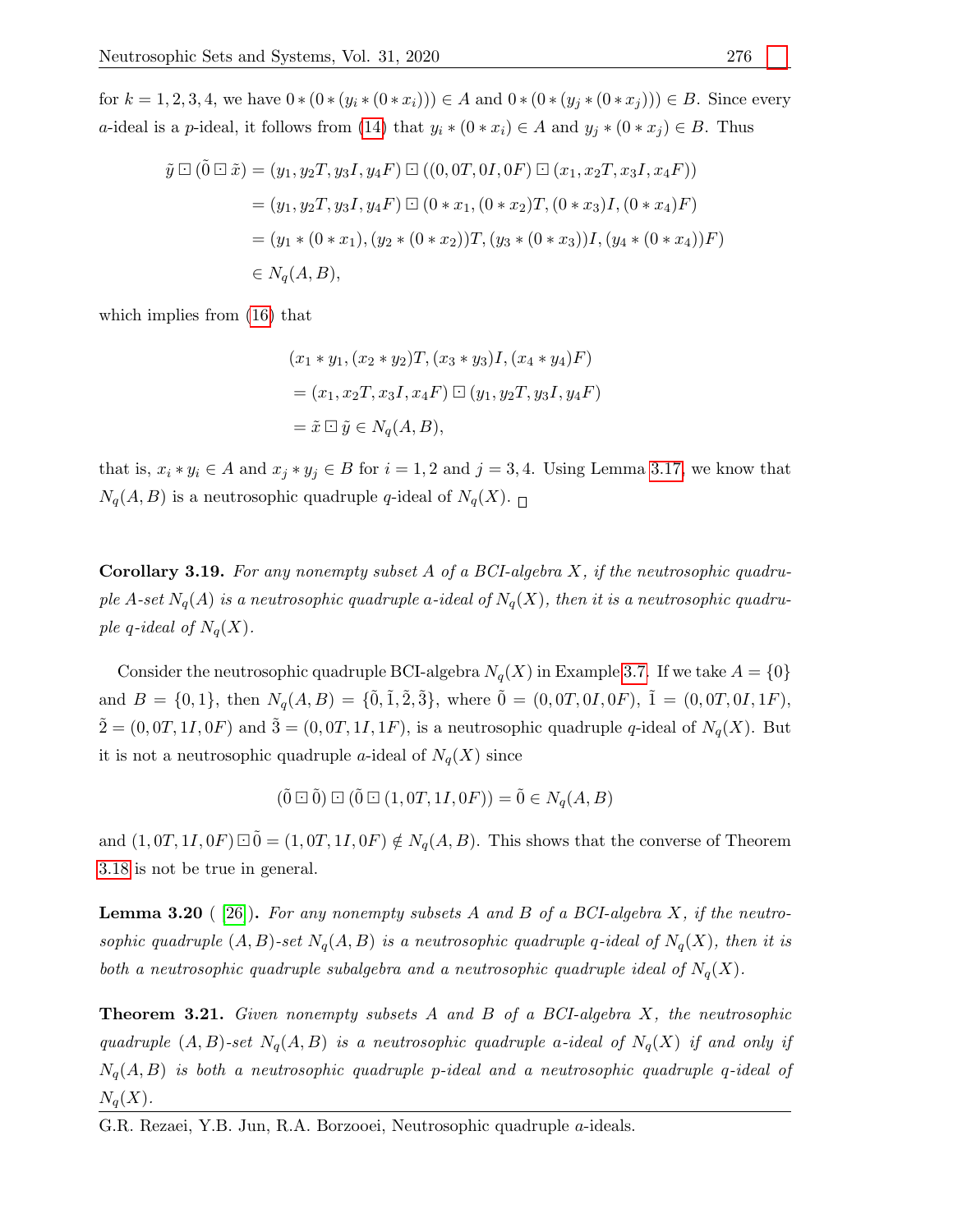for $k = 1, 2, 3, 4$, we have $0 * (0 * (y_i * (0 * x_i))) \in A$ and $0 * (0 * (y_j * (0 * x_j))) \in B$. Since every $a$-ideal is a $p$-ideal, it follows from (14) that $y_i * (0 * x_i) \in A$ and $y_j * (0 * x_j) \in B$. Thus

$$
\begin{aligned}
\tilde{y} \boxdot (\tilde{0} \boxdot \tilde{x}) &= (y_1, y_2T, y_3I, y_4F) \boxdot ((0, 0T, 0I, 0F) \boxdot (x_1, x_2T, x_3I, x_4F)) \\
&= (y_1, y_2T, y_3I, y_4F) \boxdot (0 * x_1, (0 * x_2)T, (0 * x_3)I, (0 * x_4)F) \\
&= (y_1 * (0 * x_1), (y_2 * (0 * x_2))T, (y_3 * (0 * x_3))I, (y_4 * (0 * x_4))F) \\
&\in N_q(A, B),
\end{aligned}
$$

which implies from (16) that

$$
\begin{aligned}
&(x_1 * y_1, (x_2 * y_2)T, (x_3 * y_3)I, (x_4 * y_4)F) \\
&= (x_1, x_2T, x_3I, x_4F) \boxdot (y_1, y_2T, y_3I, y_4F) \\
&= \tilde{x} \boxdot \tilde{y} \in N_q(A, B),
\end{aligned}
$$

that is, $x_i * y_i \in A$ and $x_j * y_j \in B$ for $i = 1, 2$ and $j = 3, 4$. Using Lemma 3.17, we know that $N_q(A, B)$ is a neutrosophic quadruple $q$-ideal of $N_q(X)$. □

**Corollary 3.19.** *For any nonempty subset $A$ of a BCI-algebra $X$, if the neutrosophic quadruple $A$-set $N_q(A)$ is a neutrosophic quadruple $a$-ideal of $N_q(X)$, then it is a neutrosophic quadruple $q$-ideal of $N_q(X)$.*

Consider the neutrosophic quadruple BCI-algebra $N_q(X)$ in Example 3.7. If we take $A = \{0\}$ and $B = \{0, 1\}$, then $N_q(A, B) = \{\tilde{0}, \tilde{1}, \tilde{2}, \tilde{3}\}$, where $\tilde{0} = (0, 0T, 0I, 0F)$, $\tilde{1} = (0, 0T, 0I, 1F)$, $\tilde{2} = (0, 0T, 1I, 0F)$ and $\tilde{3} = (0, 0T, 1I, 1F)$, is a neutrosophic quadruple $q$-ideal of $N_q(X)$. But it is not a neutrosophic quadruple $a$-ideal of $N_q(X)$ since

$$
(\tilde{0} \boxdot \tilde{0}) \boxdot (\tilde{0} \boxdot (1, 0T, 1I, 0F)) = \tilde{0} \in N_q(A, B)
$$

and $(1, 0T, 1I, 0F) \boxdot \tilde{0} = (1, 0T, 1I, 0F) \notin N_q(A, B)$. This shows that the converse of Theorem 3.18 is not be true in general.

**Lemma 3.20** ( [26]). *For any nonempty subsets $A$ and $B$ of a BCI-algebra $X$, if the neutrosophic quadruple $(A, B)$-set $N_q(A, B)$ is a neutrosophic quadruple $q$-ideal of $N_q(X)$, then it is both a neutrosophic quadruple subalgebra and a neutrosophic quadruple ideal of $N_q(X)$.*

**Theorem 3.21.** *Given nonempty subsets $A$ and $B$ of a BCI-algebra $X$, the neutrosophic quadruple $(A, B)$-set $N_q(A, B)$ is a neutrosophic quadruple $a$-ideal of $N_q(X)$ if and only if $N_q(A, B)$ is both a neutrosophic quadruple $p$-ideal and a neutrosophic quadruple $q$-ideal of $N_q(X)$.*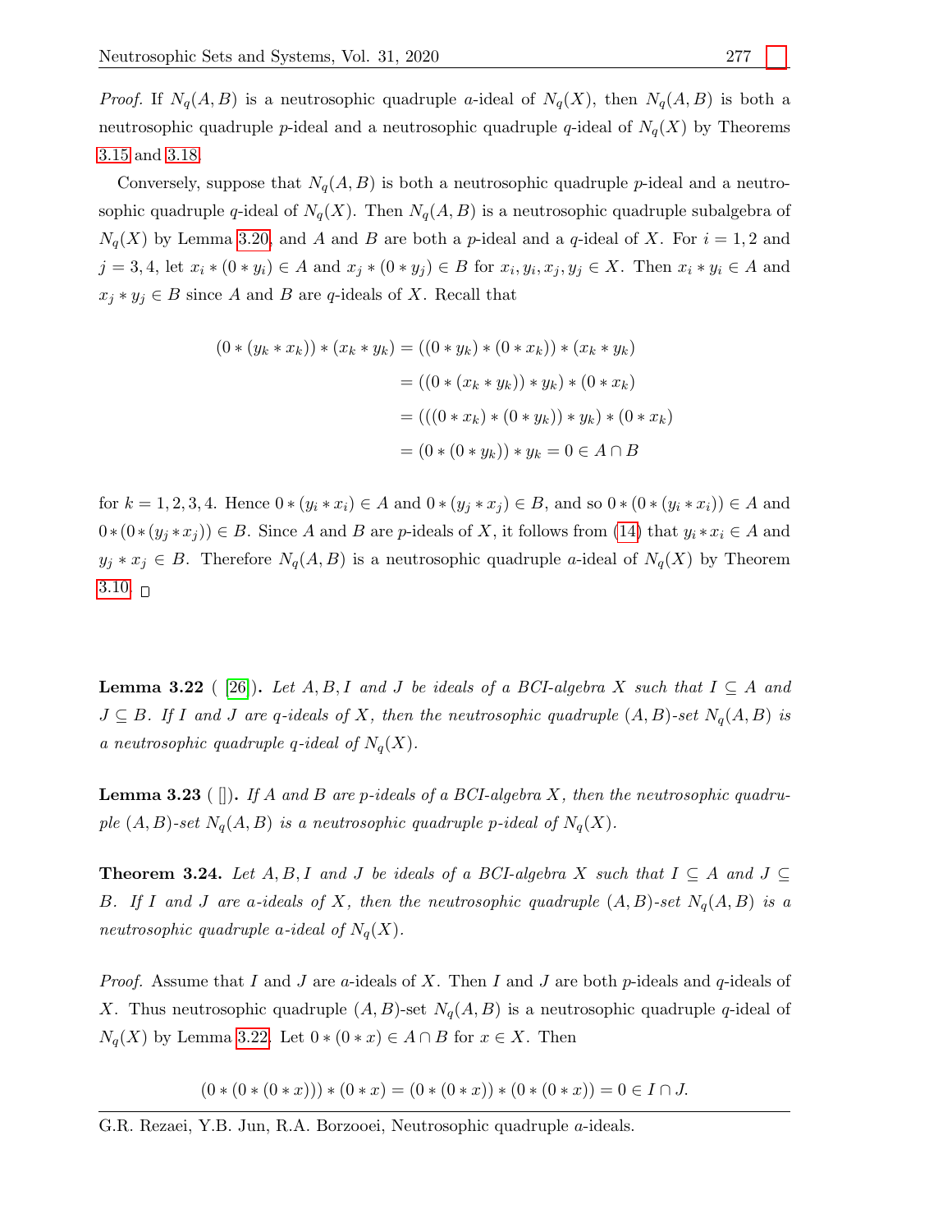*Proof.* If $N_q(A,B)$ is a neutrosophic quadruple $a$-ideal of $N_q(X)$, then $N_q(A,B)$ is both a neutrosophic quadruple $p$-ideal and a neutrosophic quadruple $q$-ideal of $N_q(X)$ by Theorems 3.15 and 3.18.

Conversely, suppose that $N_q(A,B)$ is both a neutrosophic quadruple $p$-ideal and a neutrosophic quadruple $q$-ideal of $N_q(X)$. Then $N_q(A,B)$ is a neutrosophic quadruple subalgebra of $N_q(X)$ by Lemma 3.20, and $A$ and $B$ are both a $p$-ideal and a $q$-ideal of $X$. For $i = 1, 2$ and $j = 3, 4$, let $x_i * (0 * y_i) \in A$ and $x_j * (0 * y_j) \in B$ for $x_i, y_i, x_j, y_j \in X$. Then $x_i * y_i \in A$ and $x_j * y_j \in B$ since $A$ and $B$ are $q$-ideals of $X$. Recall that

$$
\begin{aligned}
(0 * (y_k * x_k)) * (x_k * y_k) &= ((0 * y_k) * (0 * x_k)) * (x_k * y_k) \\
&= ((0 * (x_k * y_k)) * y_k) * (0 * x_k) \\
&= (((0 * x_k) * (0 * y_k)) * y_k) * (0 * x_k) \\
&= (0 * (0 * y_k)) * y_k = 0 \in A \cap B
\end{aligned}
$$

for $k = 1, 2, 3, 4$. Hence $0 * (y_i * x_i) \in A$ and $0 * (y_j * x_j) \in B$, and so $0 * (0 * (y_i * x_i)) \in A$ and $0 * (0 * (y_j * x_j)) \in B$. Since $A$ and $B$ are $p$-ideals of $X$, it follows from (14) that $y_i * x_i \in A$ and $y_j * x_j \in B$. Therefore $N_q(A,B)$ is a neutrosophic quadruple $a$-ideal of $N_q(X)$ by Theorem 3.10. □

**Lemma 3.22** ( [26]). *Let $A, B, I$ and $J$ be ideals of a BCI-algebra $X$ such that $I \subseteq A$ and $J \subseteq B$. If $I$ and $J$ are $q$-ideals of $X$, then the neutrosophic quadruple $(A,B)$-set $N_q(A,B)$ is a neutrosophic quadruple $q$-ideal of $N_q(X)$.*

**Lemma 3.23** ( []). *If $A$ and $B$ are $p$-ideals of a BCI-algebra $X$, then the neutrosophic quadruple $(A,B)$-set $N_q(A,B)$ is a neutrosophic quadruple $p$-ideal of $N_q(X)$.*

**Theorem 3.24.** *Let $A, B, I$ and $J$ be ideals of a BCI-algebra $X$ such that $I \subseteq A$ and $J \subseteq B$. If $I$ and $J$ are $a$-ideals of $X$, then the neutrosophic quadruple $(A,B)$-set $N_q(A,B)$ is a neutrosophic quadruple $a$-ideal of $N_q(X)$.*

*Proof.* Assume that $I$ and $J$ are $a$-ideals of $X$. Then $I$ and $J$ are both $p$-ideals and $q$-ideals of $X$. Thus neutrosophic quadruple $(A,B)$-set $N_q(A,B)$ is a neutrosophic quadruple $q$-ideal of $N_q(X)$ by Lemma 3.22. Let $0 * (0 * x) \in A \cap B$ for $x \in X$. Then

$$
(0 * (0 * (0 * x))) * (0 * x) = (0 * (0 * x)) * (0 * (0 * x)) = 0 \in I \cap J.
$$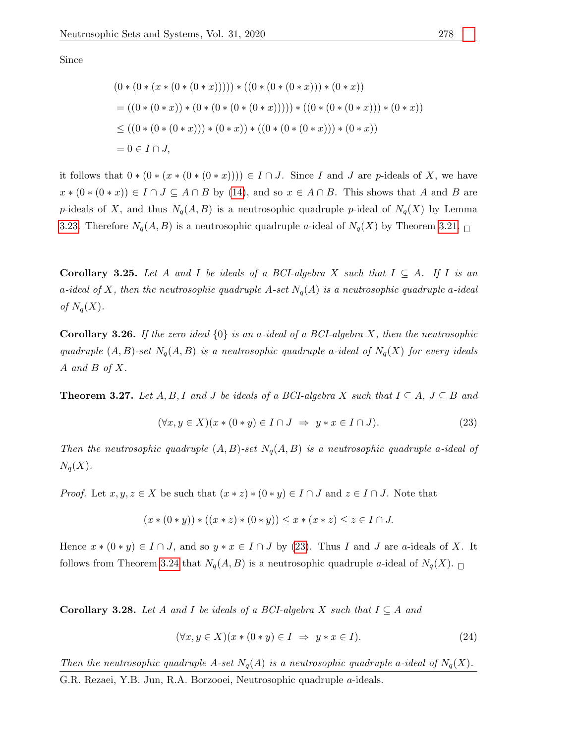Since

$$
\begin{aligned}
&(0 * (0 * (x * (0 * (0 * x))))) * ((0 * (0 * (0 * x))) * (0 * x)) \\
&= ((0 * (0 * x)) * (0 * (0 * (0 * (0 * x))))) * ((0 * (0 * (0 * x))) * (0 * x)) \\
&\leq ((0 * (0 * (0 * x))) * (0 * x)) * ((0 * (0 * (0 * x))) * (0 * x)) \\
&= 0 \in I \cap J,
\end{aligned}
$$

it follows that $0 * (0 * (x * (0 * (0 * x)))) \in I \cap J$. Since $I$ and $J$ are $p$-ideals of $X$, we have $x * (0 * (0 * x)) \in I \cap J \subseteq A \cap B$ by (14), and so $x \in A \cap B$. This shows that $A$ and $B$ are $p$-ideals of $X$, and thus $N_q(A, B)$ is a neutrosophic quadruple $p$-ideal of $N_q(X)$ by Lemma 3.23. Therefore $N_q(A, B)$ is a neutrosophic quadruple $a$-ideal of $N_q(X)$ by Theorem 3.21. □

**Corollary 3.25.** *Let $A$ and $I$ be ideals of a BCI-algebra $X$ such that $I \subseteq A$. If $I$ is an $a$-ideal of $X$, then the neutrosophic quadruple $A$-set $N_q(A)$ is a neutrosophic quadruple $a$-ideal of $N_q(X)$.*

**Corollary 3.26.** *If the zero ideal $\{0\}$ is an $a$-ideal of a BCI-algebra $X$, then the neutrosophic quadruple $(A, B)$-set $N_q(A, B)$ is a neutrosophic quadruple $a$-ideal of $N_q(X)$ for every ideals $A$ and $B$ of $X$.*

**Theorem 3.27.** *Let $A, B, I$ and $J$ be ideals of a BCI-algebra $X$ such that $I \subseteq A$, $J \subseteq B$ and*

$$(\forall x, y \in X)(x * (0 * y) \in I \cap J \;\Rightarrow\; y * x \in I \cap J). \tag{23}$$

*Then the neutrosophic quadruple $(A, B)$-set $N_q(A, B)$ is a neutrosophic quadruple $a$-ideal of $N_q(X)$.*

*Proof.* Let $x, y, z \in X$ be such that $(x * z) * (0 * y) \in I \cap J$ and $z \in I \cap J$. Note that

$$(x * (0 * y)) * ((x * z) * (0 * y)) \leq x * (x * z) \leq z \in I \cap J.$$

Hence $x * (0 * y) \in I \cap J$, and so $y * x \in I \cap J$ by (23). Thus $I$ and $J$ are $a$-ideals of $X$. It follows from Theorem 3.24 that $N_q(A, B)$ is a neutrosophic quadruple $a$-ideal of $N_q(X)$. □

**Corollary 3.28.** *Let $A$ and $I$ be ideals of a BCI-algebra $X$ such that $I \subseteq A$ and*

$$(\forall x, y \in X)(x * (0 * y) \in I \;\Rightarrow\; y * x \in I). \tag{24}$$

*Then the neutrosophic quadruple $A$-set $N_q(A)$ is a neutrosophic quadruple $a$-ideal of $N_q(X)$.*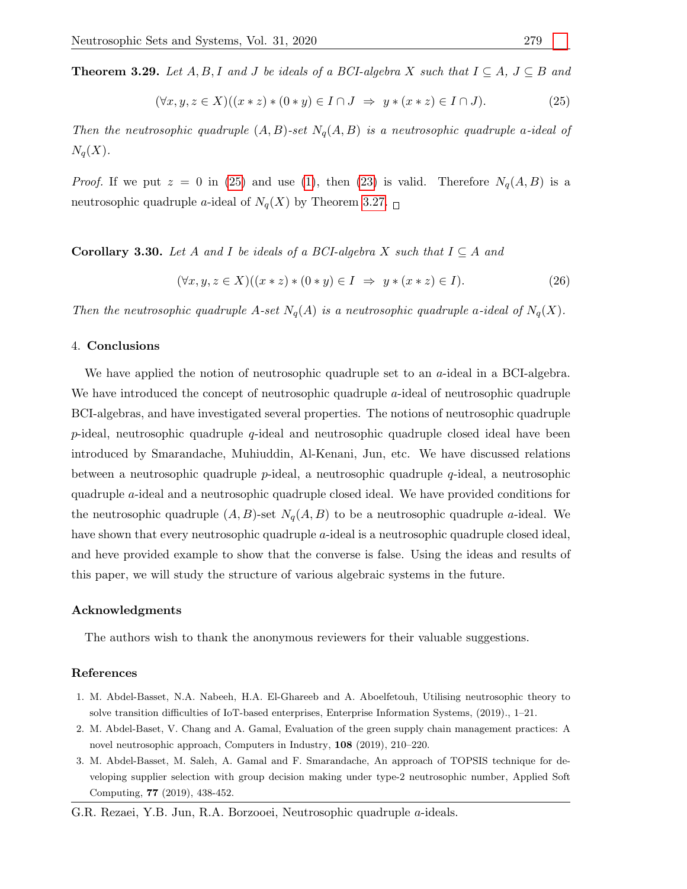**Theorem 3.29.** *Let $A, B, I$ and $J$ be ideals of a BCI-algebra $X$ such that $I \subseteq A$, $J \subseteq B$ and*

$$(\forall x, y, z \in X)((x * z) * (0 * y) \in I \cap J \;\Rightarrow\; y * (x * z) \in I \cap J). \tag{25}$$

*Then the neutrosophic quadruple $(A, B)$-set $N_q(A, B)$ is a neutrosophic quadruple $a$-ideal of $N_q(X)$.*

*Proof.* If we put $z = 0$ in (25) and use (1), then (23) is valid. Therefore $N_q(A, B)$ is a neutrosophic quadruple $a$-ideal of $N_q(X)$ by Theorem 3.27. □

**Corollary 3.30.** *Let $A$ and $I$ be ideals of a BCI-algebra $X$ such that $I \subseteq A$ and*

$$(\forall x, y, z \in X)((x * z) * (0 * y) \in I \;\Rightarrow\; y * (x * z) \in I). \tag{26}$$

*Then the neutrosophic quadruple $A$-set $N_q(A)$ is a neutrosophic quadruple $a$-ideal of $N_q(X)$.*

## 4. Conclusions

We have applied the notion of neutrosophic quadruple set to an $a$-ideal in a BCI-algebra. We have introduced the concept of neutrosophic quadruple $a$-ideal of neutrosophic quadruple BCI-algebras, and have investigated several properties. The notions of neutrosophic quadruple $p$-ideal, neutrosophic quadruple $q$-ideal and neutrosophic quadruple closed ideal have been introduced by Smarandache, Muhiuddin, Al-Kenani, Jun, etc. We have discussed relations between a neutrosophic quadruple $p$-ideal, a neutrosophic quadruple $q$-ideal, a neutrosophic quadruple $a$-ideal and a neutrosophic quadruple closed ideal. We have provided conditions for the neutrosophic quadruple $(A, B)$-set $N_q(A, B)$ to be a neutrosophic quadruple $a$-ideal. We have shown that every neutrosophic quadruple $a$-ideal is a neutrosophic quadruple closed ideal, and heve provided example to show that the converse is false. Using the ideas and results of this paper, we will study the structure of various algebraic systems in the future.

### Acknowledgments

The authors wish to thank the anonymous reviewers for their valuable suggestions.

### References

1. M. Abdel-Basset, N.A. Nabeeh, H.A. El-Ghareeb and A. Aboelfetouh, Utilising neutrosophic theory to solve transition difficulties of IoT-based enterprises, Enterprise Information Systems, (2019)., 1–21.
2. M. Abdel-Baset, V. Chang and A. Gamal, Evaluation of the green supply chain management practices: A novel neutrosophic approach, Computers in Industry, **108** (2019), 210–220.
3. M. Abdel-Basset, M. Saleh, A. Gamal and F. Smarandache, An approach of TOPSIS technique for developing supplier selection with group decision making under type-2 neutrosophic number, Applied Soft Computing, **77** (2019), 438-452.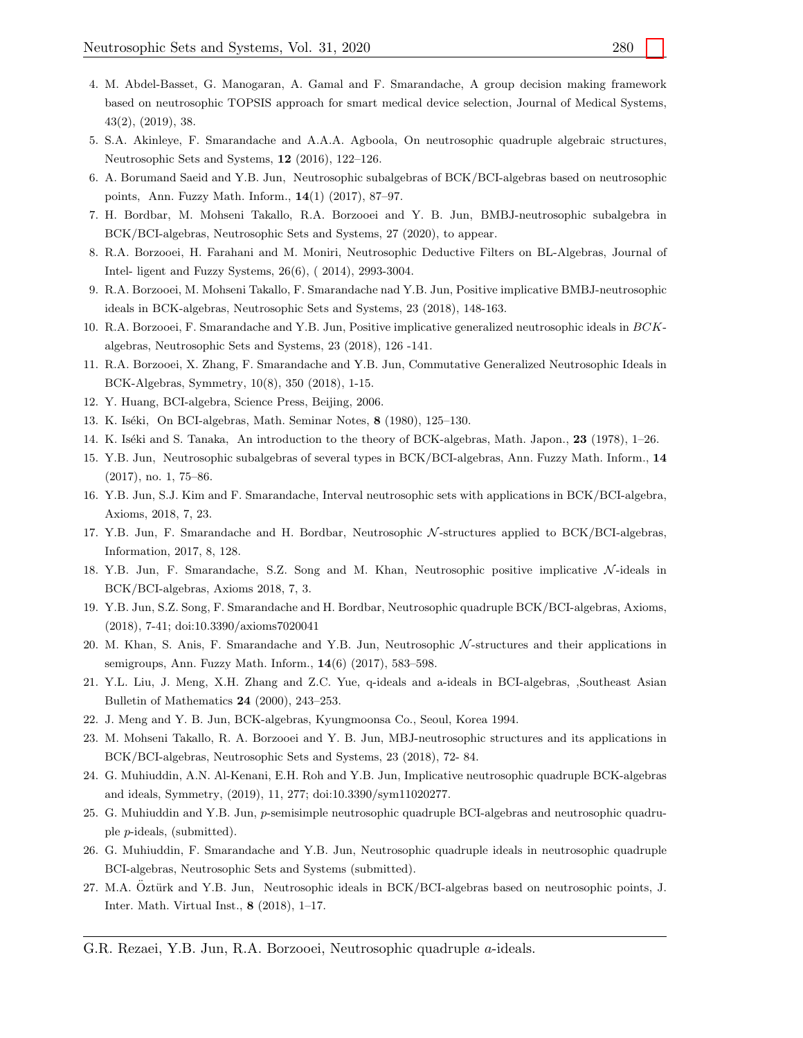4. M. Abdel-Basset, G. Manogaran, A. Gamal and F. Smarandache, A group decision making framework based on neutrosophic TOPSIS approach for smart medical device selection, Journal of Medical Systems, 43(2), (2019), 38.
5. S.A. Akinleye, F. Smarandache and A.A.A. Agboola, On neutrosophic quadruple algebraic structures, Neutrosophic Sets and Systems, **12** (2016), 122–126.
6. A. Borumand Saeid and Y.B. Jun, Neutrosophic subalgebras of BCK/BCI-algebras based on neutrosophic points, Ann. Fuzzy Math. Inform., **14**(1) (2017), 87–97.
7. H. Bordbar, M. Mohseni Takallo, R.A. Borzooei and Y. B. Jun, BMBJ-neutrosophic subalgebra in BCK/BCI-algebras, Neutrosophic Sets and Systems, 27 (2020), to appear.
8. R.A. Borzooei, H. Farahani and M. Moniri, Neutrosophic Deductive Filters on BL-Algebras, Journal of Intel- ligent and Fuzzy Systems, 26(6), ( 2014), 2993-3004.
9. R.A. Borzooei, M. Mohseni Takallo, F. Smarandache nad Y.B. Jun, Positive implicative BMBJ-neutrosophic ideals in BCK-algebras, Neutrosophic Sets and Systems, 23 (2018), 148-163.
10. R.A. Borzooei, F. Smarandache and Y.B. Jun, Positive implicative generalized neutrosophic ideals in *BCK*-algebras, Neutrosophic Sets and Systems, 23 (2018), 126 -141.
11. R.A. Borzooei, X. Zhang, F. Smarandache and Y.B. Jun, Commutative Generalized Neutrosophic Ideals in BCK-Algebras, Symmetry, 10(8), 350 (2018), 1-15.
12. Y. Huang, BCI-algebra, Science Press, Beijing, 2006.
13. K. Iséki, On BCI-algebras, Math. Seminar Notes, **8** (1980), 125–130.
14. K. Iséki and S. Tanaka, An introduction to the theory of BCK-algebras, Math. Japon., **23** (1978), 1–26.
15. Y.B. Jun, Neutrosophic subalgebras of several types in BCK/BCI-algebras, Ann. Fuzzy Math. Inform., **14** (2017), no. 1, 75–86.
16. Y.B. Jun, S.J. Kim and F. Smarandache, Interval neutrosophic sets with applications in BCK/BCI-algebra, Axioms, 2018, 7, 23.
17. Y.B. Jun, F. Smarandache and H. Bordbar, Neutrosophic $\mathcal{N}$-structures applied to BCK/BCI-algebras, Information, 2017, 8, 128.
18. Y.B. Jun, F. Smarandache, S.Z. Song and M. Khan, Neutrosophic positive implicative $\mathcal{N}$-ideals in BCK/BCI-algebras, Axioms 2018, 7, 3.
19. Y.B. Jun, S.Z. Song, F. Smarandache and H. Bordbar, Neutrosophic quadruple BCK/BCI-algebras, Axioms, (2018), 7-41; doi:10.3390/axioms7020041
20. M. Khan, S. Anis, F. Smarandache and Y.B. Jun, Neutrosophic $\mathcal{N}$-structures and their applications in semigroups, Ann. Fuzzy Math. Inform., **14**(6) (2017), 583–598.
21. Y.L. Liu, J. Meng, X.H. Zhang and Z.C. Yue, q-ideals and a-ideals in BCI-algebras, ,Southeast Asian Bulletin of Mathematics **24** (2000), 243–253.
22. J. Meng and Y. B. Jun, BCK-algebras, Kyungmoonsa Co., Seoul, Korea 1994.
23. M. Mohseni Takallo, R. A. Borzooei and Y. B. Jun, MBJ-neutrosophic structures and its applications in BCK/BCI-algebras, Neutrosophic Sets and Systems, 23 (2018), 72- 84.
24. G. Muhiuddin, A.N. Al-Kenani, E.H. Roh and Y.B. Jun, Implicative neutrosophic quadruple BCK-algebras and ideals, Symmetry, (2019), 11, 277; doi:10.3390/sym11020277.
25. G. Muhiuddin and Y.B. Jun, *p*-semisimple neutrosophic quadruple BCI-algebras and neutrosophic quadruple *p*-ideals, (submitted).
26. G. Muhiuddin, F. Smarandache and Y.B. Jun, Neutrosophic quadruple ideals in neutrosophic quadruple BCI-algebras, Neutrosophic Sets and Systems (submitted).
27. M.A. Öztürk and Y.B. Jun, Neutrosophic ideals in BCK/BCI-algebras based on neutrosophic points, J. Inter. Math. Virtual Inst., **8** (2018), 1–17.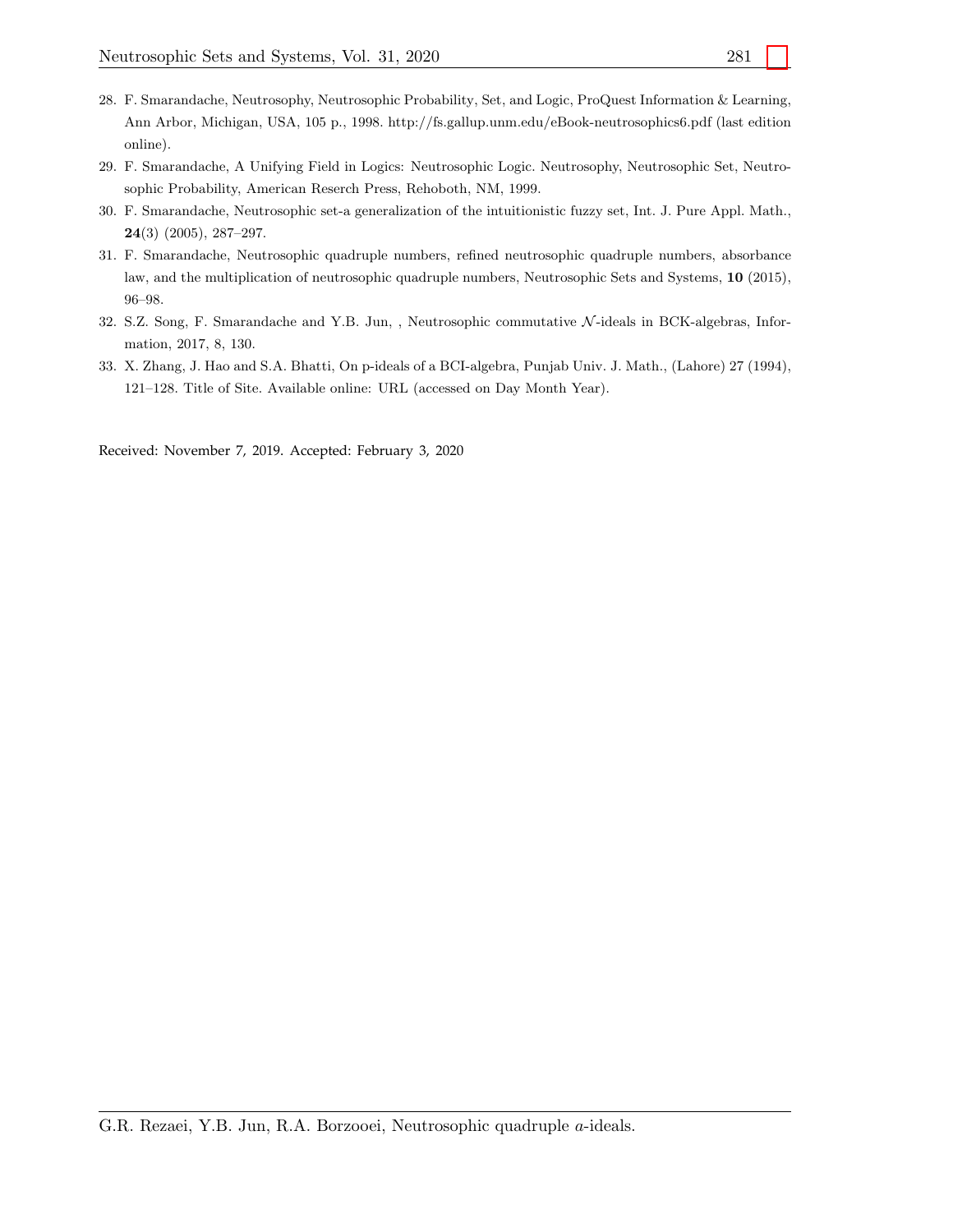28. F. Smarandache, Neutrosophy, Neutrosophic Probability, Set, and Logic, ProQuest Information & Learning, Ann Arbor, Michigan, USA, 105 p., 1998. http://fs.gallup.unm.edu/eBook-neutrosophics6.pdf (last edition online).
29. F. Smarandache, A Unifying Field in Logics: Neutrosophic Logic. Neutrosophy, Neutrosophic Set, Neutrosophic Probability, American Reserch Press, Rehoboth, NM, 1999.
30. F. Smarandache, Neutrosophic set-a generalization of the intuitionistic fuzzy set, Int. J. Pure Appl. Math., **24**(3) (2005), 287–297.
31. F. Smarandache, Neutrosophic quadruple numbers, refined neutrosophic quadruple numbers, absorbance law, and the multiplication of neutrosophic quadruple numbers, Neutrosophic Sets and Systems, **10** (2015), 96–98.
32. S.Z. Song, F. Smarandache and Y.B. Jun, , Neutrosophic commutative $\mathcal{N}$-ideals in BCK-algebras, Information, 2017, 8, 130.
33. X. Zhang, J. Hao and S.A. Bhatti, On p-ideals of a BCI-algebra, Punjab Univ. J. Math., (Lahore) 27 (1994), 121–128. Title of Site. Available online: URL (accessed on Day Month Year).

Received: November 7, 2019. Accepted: February 3, 2020